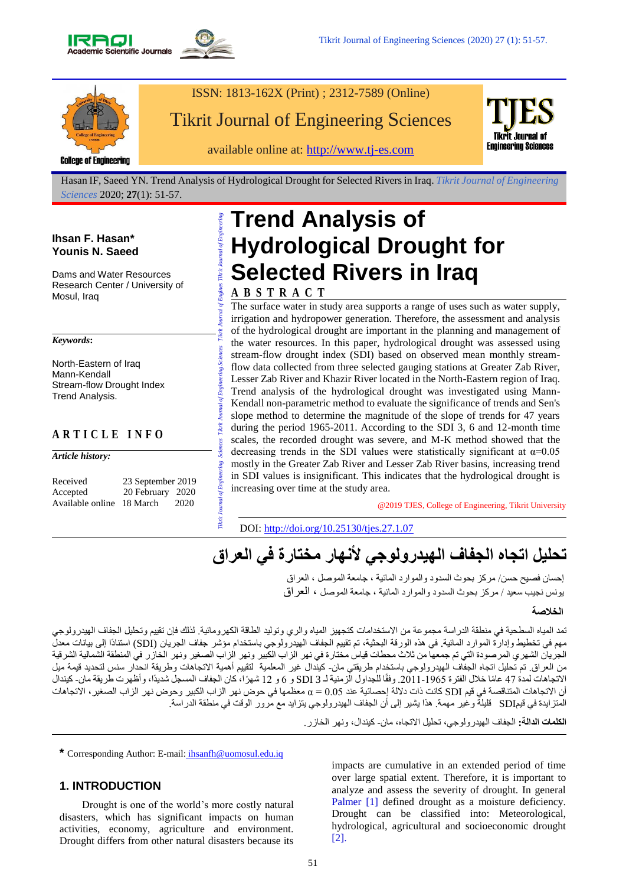ISSN: 1813-162X (Print) ; 2312-7589 (Online)

Tikrit Journal of Engineering Sciences

available online at: http://www.tj-es.com

Hasan IF, Saeed YN. Trend Analysis of Hydrological Drought for Selected Rivers in Iraq. *Tikrit Journal of Engineering Sciences* 2020; **27**(1): 51-57.

# Trend Analysis of Hydrological Drought for Selected Rivers in Iraq

**Ihsan F. Hasan\***
**Younis N. Saeed**

Dams and Water Resources Research Center / University of Mosul, Iraq

***Keywords*:**

North-Eastern of Iraq
Mann-Kendall
Stream-flow Drought Index
Trend Analysis.

## ARTICLE INFO

***Article history:***

| | |
|---|---|
| Received | 23 September 2019 |
| Accepted | 20 February 2020 |
| Available online | 18 March 2020 |

## ABSTRACT

The surface water in study area supports a range of uses such as water supply, irrigation and hydropower generation. Therefore, the assessment and analysis of the hydrological drought are important in the planning and management of the water resources. In this paper, hydrological drought was assessed using stream-flow drought index (SDI) based on observed mean monthly stream-flow data collected from three selected gauging stations at Greater Zab River, Lesser Zab River and Khazir River located in the North-Eastern region of Iraq. Trend analysis of the hydrological drought was investigated using Mann-Kendall non-parametric method to evaluate the significance of trends and Sen's slope method to determine the magnitude of the slope of trends for 47 years during the period 1965-2011. According to the SDI 3, 6 and 12-month time scales, the recorded drought was severe, and M-K method showed that the decreasing trends in the SDI values were statistically significant at $\alpha$=0.05 mostly in the Greater Zab River and Lesser Zab River basins, increasing trend in SDI values is insignificant. This indicates that the hydrological drought is increasing over time at the study area.

@2019 TJES, College of Engineering, Tikrit University

DOI: http://doi.org/10.25130/tjes.27.1.07

# تحليل اتجاه الجفاف الهيدرولوجي لأنهار مختارة في العراق

إحسان فصيح حسن/ مركز بحوث السدود والموارد المائية ، جامعة الموصل ، العراق
يونس نجيب سعيد / مركز بحوث السدود والموارد المائية ، جامعة الموصل ، العراق

**الخلاصة**

تمد المياه السطحية في منطقة الدراسة مجموعة من الاستخدامات كتجهيز المياه والري وتوليد الطاقة الكهرومائية. لذلك فإن تقييم وتحليل الجفاف الهيدرولوجي مهم في تخطيط وإدارة الموارد المائية. في هذه الورقة البحثية، تم تقييم الجفاف الهيدرولوجي باستخدام مؤشر جفاف الجريان (SDI) استنادًا إلى بيانات معدل الجريان الشهري المرصودة التي تم جمعها من ثلاث محطات قياس مختارة في نهر الزاب الكبير ونهر الزاب الصغير ونهر الخازر في المنطقة الشمالية الشرقية من العراق. تم تحليل اتجاه الجفاف الهيدرولوجي باستخدام طريقتي مان- كيندال غير المعلمية لتقييم أهمية الاتجاهات وطريقة انحدار سنس لتحديد قيمة ميل الاتجاهات لمدة 47 عامًا خلال الفترة 1965-2011. وفقًا للجداول الزمنية لـ SDI 3 و 6 و 12 شهرًا، كان الجفاف المسجل شديدًا، وأظهرت طريقة مان- كيندال أن الاتجاهات المتناقصة في قيم SDI كانت ذات دلالة إحصائية عند α = 0.05 معظمها في حوض نهر الزاب الكبير وحوض نهر الزاب الصغير، الاتجاهات المتزايدة في قيمSDI قليلة وغير مهمة. هذا يشير إلى أن الجفاف الهيدرولوجي يتزايد مع مرور الوقت في منطقة الدراسة.

**الكلمات الدالة:** الجفاف الهيدرولوجي، تحليل الاتجاه، مان- كيندال، ونهر الخازر.

\* Corresponding Author: E-mail: ihsanfh@uomosul.edu.iq

## 1. INTRODUCTION

Drought is one of the world's more costly natural disasters, which has significant impacts on human activities, economy, agriculture and environment. Drought differs from other natural disasters because its impacts are cumulative in an extended period of time over large spatial extent. Therefore, it is important to analyze and assess the severity of drought. In general Palmer [1] defined drought as a moisture deficiency. Drought can be classified into: Meteorological, hydrological, agricultural and socioeconomic drought [2].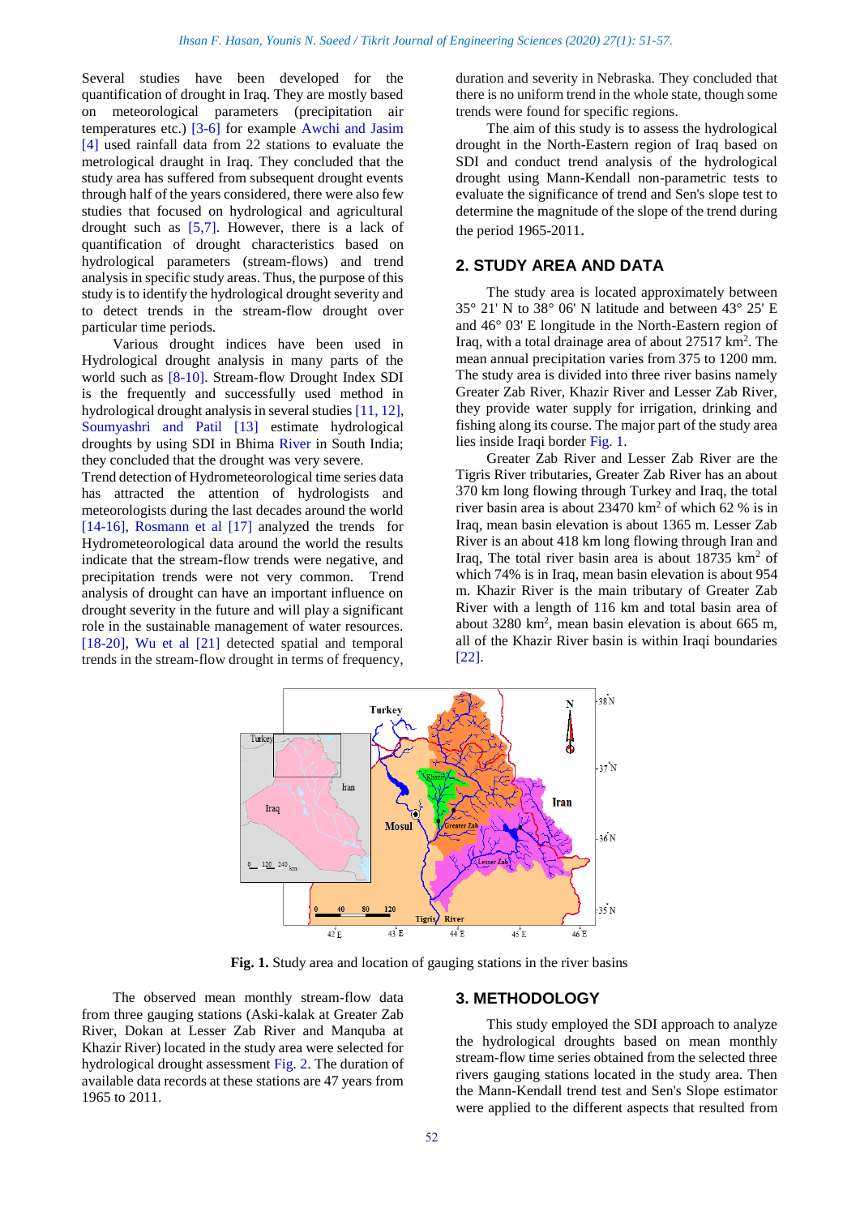Several studies have been developed for the quantification of drought in Iraq. They are mostly based on meteorological parameters (precipitation air temperatures etc.) [3-6] for example Awchi and Jasim [4] used rainfall data from 22 stations to evaluate the metrological draught in Iraq. They concluded that the study area has suffered from subsequent drought events through half of the years considered, there were also few studies that focused on hydrological and agricultural drought such as [5,7]. However, there is a lack of quantification of drought characteristics based on hydrological parameters (stream-flows) and trend analysis in specific study areas. Thus, the purpose of this study is to identify the hydrological drought severity and to detect trends in the stream-flow drought over particular time periods.

Various drought indices have been used in Hydrological drought analysis in many parts of the world such as [8-10]. Stream-flow Drought Index SDI is the frequently and successfully used method in hydrological drought analysis in several studies [11, 12], Soumyashri and Patil [13] estimate hydrological droughts by using SDI in Bhima River in South India; they concluded that the drought was very severe.

Trend detection of Hydrometeorological time series data has attracted the attention of hydrologists and meteorologists during the last decades around the world [14-16], Rosmann et al [17] analyzed the trends for Hydrometeorological data around the world the results indicate that the stream-flow trends were negative, and precipitation trends were not very common. Trend analysis of drought can have an important influence on drought severity in the future and will play a significant role in the sustainable management of water resources. [18-20], Wu et al [21] detected spatial and temporal trends in the stream-flow drought in terms of frequency, duration and severity in Nebraska. They concluded that there is no uniform trend in the whole state, though some trends were found for specific regions.

The aim of this study is to assess the hydrological drought in the North-Eastern region of Iraq based on SDI and conduct trend analysis of the hydrological drought using Mann-Kendall non-parametric tests to evaluate the significance of trend and Sen's slope test to determine the magnitude of the slope of the trend during the period 1965-2011.

## 2. STUDY AREA AND DATA

The study area is located approximately between 35° 21' N to 38° 06' N latitude and between 43° 25' E and 46° 03' E longitude in the North-Eastern region of Iraq, with a total drainage area of about 27517 km$^2$. The mean annual precipitation varies from 375 to 1200 mm. The study area is divided into three river basins namely Greater Zab River, Khazir River and Lesser Zab River, they provide water supply for irrigation, drinking and fishing along its course. The major part of the study area lies inside Iraqi border Fig. 1.

Greater Zab River and Lesser Zab River are the Tigris River tributaries, Greater Zab River has an about 370 km long flowing through Turkey and Iraq, the total river basin area is about 23470 km$^2$ of which 62 % is in Iraq, mean basin elevation is about 1365 m. Lesser Zab River is an about 418 km long flowing through Iran and Iraq, The total river basin area is about 18735 km$^2$ of which 74% is in Iraq, mean basin elevation is about 954 m. Khazir River is the main tributary of Greater Zab River with a length of 116 km and total basin area of about 3280 km$^2$, mean basin elevation is about 665 m, all of the Khazir River basin is within Iraqi boundaries [22].

**Fig. 1.** Study area and location of gauging stations in the river basins

The observed mean monthly stream-flow data from three gauging stations (Aski-kalak at Greater Zab River, Dokan at Lesser Zab River and Manquba at Khazir River) located in the study area were selected for hydrological drought assessment Fig. 2. The duration of available data records at these stations are 47 years from 1965 to 2011.

## 3. METHODOLOGY

This study employed the SDI approach to analyze the hydrological droughts based on mean monthly stream-flow time series obtained from the selected three rivers gauging stations located in the study area. Then the Mann-Kendall trend test and Sen's Slope estimator were applied to the different aspects that resulted from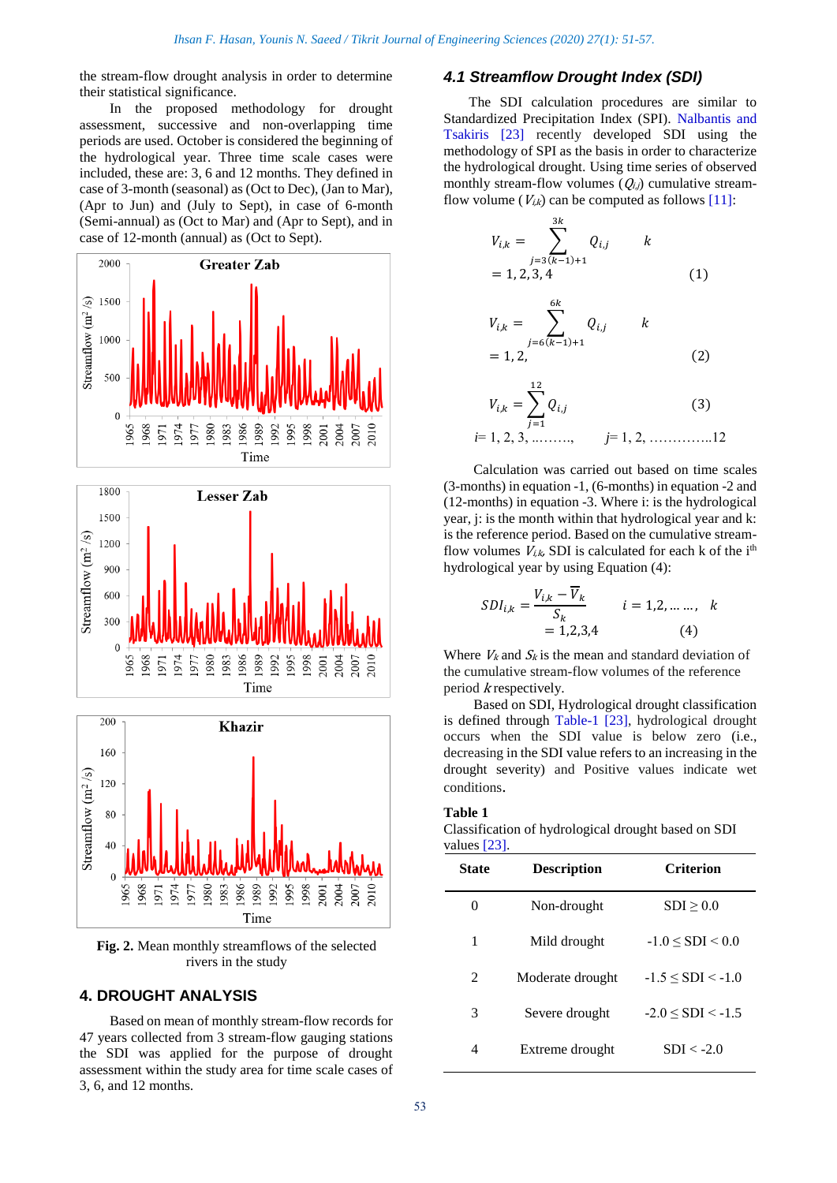the stream-flow drought analysis in order to determine their statistical significance.

In the proposed methodology for drought assessment, successive and non-overlapping time periods are used. October is considered the beginning of the hydrological year. Three time scale cases were included, these are: 3, 6 and 12 months. They defined in case of 3-month (seasonal) as (Oct to Dec), (Jan to Mar), (Apr to Jun) and (July to Sept), in case of 6-month (Semi-annual) as (Oct to Mar) and (Apr to Sept), and in case of 12-month (annual) as (Oct to Sept).

**Fig. 2.** Mean monthly streamflows of the selected rivers in the study

## 4. DROUGHT ANALYSIS

Based on mean of monthly stream-flow records for 47 years collected from 3 stream-flow gauging stations the SDI was applied for the purpose of drought assessment within the study area for time scale cases of 3, 6, and 12 months.

### 4.1 Streamflow Drought Index (SDI)

The SDI calculation procedures are similar to Standardized Precipitation Index (SPI). Nalbantis and Tsakiris [23] recently developed SDI using the methodology of SPI as the basis in order to characterize the hydrological drought. Using time series of observed monthly stream-flow volumes ($Q_{i,j}$) cumulative stream-flow volume ($V_{i,k}$) can be computed as follows [11]:

$$V_{i,k} = \sum_{j=3(k-1)+1}^{3k} Q_{i,j} \qquad k = 1,2,3,4 \qquad (1)$$

$$V_{i,k} = \sum_{j=6(k-1)+1}^{6k} Q_{i,j} \qquad k = 1,2, \qquad (2)$$

$$V_{i,k} = \sum_{j=1}^{12} Q_{i,j} \qquad (3)$$

$i$= 1, 2, 3, ………, $j$= 1, 2, …………..12

Calculation was carried out based on time scales (3-months) in equation -1, (6-months) in equation -2 and (12-months) in equation -3. Where i: is the hydrological year, j: is the month within that hydrological year and k: is the reference period. Based on the cumulative stream-flow volumes $V_{i,k}$, SDI is calculated for each k of the i[th] hydrological year by using Equation (4):

$$SDI_{i,k} = \frac{V_{i,k} - \overline{V}_k}{S_k} \qquad i = 1,2,\dots\dots, \quad k = 1,2,3,4 \qquad (4)$$

Where $V_k$ and $S_k$ is the mean and standard deviation of the cumulative stream-flow volumes of the reference period $k$ respectively.

Based on SDI, Hydrological drought classification is defined through Table-1 [23], hydrological drought occurs when the SDI value is below zero (i.e., decreasing in the SDI value refers to an increasing in the drought severity) and Positive values indicate wet conditions.

**Table 1**
Classification of hydrological drought based on SDI values [23].

| State | Description | Criterion |
|---|---|---|
| 0 | Non-drought | SDI ≥ 0.0 |
| 1 | Mild drought | -1.0 ≤ SDI < 0.0 |
| 2 | Moderate drought | -1.5 ≤ SDI < -1.0 |
| 3 | Severe drought | -2.0 ≤ SDI < -1.5 |
| 4 | Extreme drought | SDI < -2.0 |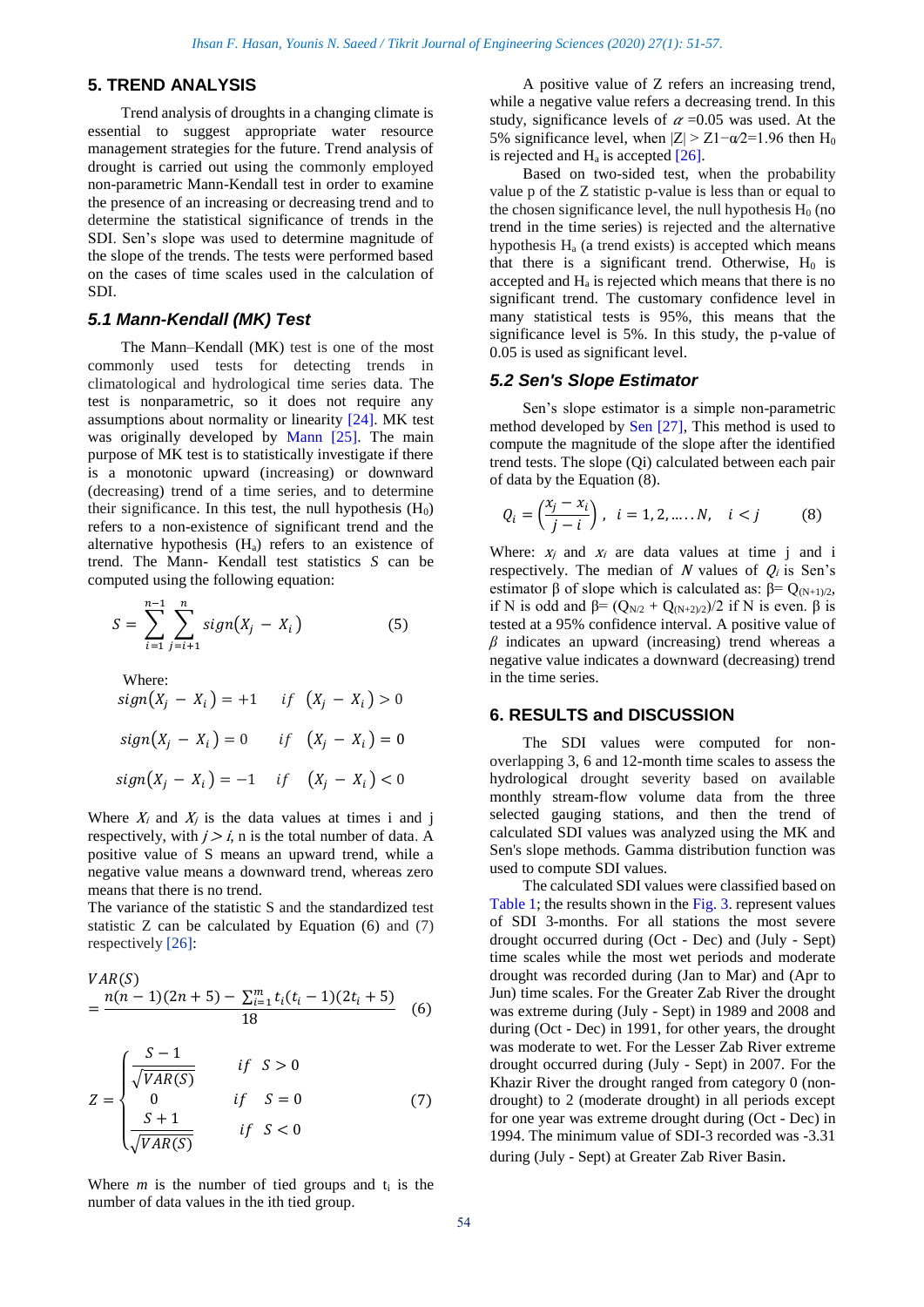## 5. TREND ANALYSIS

Trend analysis of droughts in a changing climate is essential to suggest appropriate water resource management strategies for the future. Trend analysis of drought is carried out using the commonly employed non-parametric Mann-Kendall test in order to examine the presence of an increasing or decreasing trend and to determine the statistical significance of trends in the SDI. Sen's slope was used to determine magnitude of the slope of the trends. The tests were performed based on the cases of time scales used in the calculation of SDI.

### 5.1 Mann-Kendall (MK) Test

The Mann–Kendall (MK) test is one of the most commonly used tests for detecting trends in climatological and hydrological time series data. The test is nonparametric, so it does not require any assumptions about normality or linearity [24]. MK test was originally developed by Mann [25]. The main purpose of MK test is to statistically investigate if there is a monotonic upward (increasing) or downward (decreasing) trend of a time series, and to determine their significance. In this test, the null hypothesis ($H_0$) refers to a non-existence of significant trend and the alternative hypothesis ($H_a$) refers to an existence of trend. The Mann- Kendall test statistics $S$ can be computed using the following equation:

$$S = \sum_{i=1}^{n-1} \sum_{j=i+1}^{n} sign(X_j - X_i) \qquad (5)$$

Where:

$$sign(X_j - X_i) = +1 \quad if \quad (X_j - X_i) > 0$$

$$sign(X_j - X_i) = 0 \quad if \quad (X_j - X_i) = 0$$

$$sign(X_j - X_i) = -1 \quad if \quad (X_j - X_i) < 0$$

Where $X_i$ and $X_j$ is the data values at times i and j respectively, with $j > i$, n is the total number of data. A positive value of S means an upward trend, while a negative value means a downward trend, whereas zero means that there is no trend.

The variance of the statistic S and the standardized test statistic Z can be calculated by Equation (6) and (7) respectively [26]:

$$VAR(S) = \frac{n(n-1)(2n+5) - \sum_{i=1}^{m} t_i(t_i - 1)(2t_i + 5)}{18} \qquad (6)$$

$$Z = \begin{cases} \dfrac{S-1}{\sqrt{VAR(S)}} & if \ \ S > 0 \\ 0 & if \ \ S = 0 \\ \dfrac{S+1}{\sqrt{VAR(S)}} & if \ \ S < 0 \end{cases} \qquad (7)$$

Where $m$ is the number of tied groups and $t_i$ is the number of data values in the ith tied group.

A positive value of Z refers an increasing trend, while a negative value refers a decreasing trend. In this study, significance levels of $\alpha$ =0.05 was used. At the 5% significance level, when $|Z| > Z1-\alpha/2=1.96$ then $H_0$ is rejected and $H_a$ is accepted [26].

Based on two-sided test, when the probability value p of the Z statistic p-value is less than or equal to the chosen significance level, the null hypothesis $H_0$ (no trend in the time series) is rejected and the alternative hypothesis $H_a$ (a trend exists) is accepted which means that there is a significant trend. Otherwise, $H_0$ is accepted and $H_a$ is rejected which means that there is no significant trend. The customary confidence level in many statistical tests is 95%, this means that the significance level is 5%. In this study, the p-value of 0.05 is used as significant level.

### 5.2 Sen's Slope Estimator

Sen's slope estimator is a simple non-parametric method developed by Sen [27], This method is used to compute the magnitude of the slope after the identified trend tests. The slope (Qi) calculated between each pair of data by the Equation (8).

$$Q_i = \left(\frac{x_j - x_i}{j - i}\right), \ \ i = 1, 2, \ldots. N, \quad i < j \qquad (8)$$

Where: $x_j$ and $x_i$ are data values at time j and i respectively. The median of $N$ values of $Q_i$ is Sen's estimator β of slope which is calculated as: $\beta = Q_{(N+1)/2}$, if N is odd and $\beta = (Q_{N/2} + Q_{(N+2)/2})/2$ if N is even. β is tested at a 95% confidence interval. A positive value of $\beta$ indicates an upward (increasing) trend whereas a negative value indicates a downward (decreasing) trend in the time series.

## 6. RESULTS and DISCUSSION

The SDI values were computed for non-overlapping 3, 6 and 12-month time scales to assess the hydrological drought severity based on available monthly stream-flow volume data from the three selected gauging stations, and then the trend of calculated SDI values was analyzed using the MK and Sen's slope methods. Gamma distribution function was used to compute SDI values.

The calculated SDI values were classified based on Table 1; the results shown in the Fig. 3. represent values of SDI 3-months. For all stations the most severe drought occurred during (Oct - Dec) and (July - Sept) time scales while the most wet periods and moderate drought was recorded during (Jan to Mar) and (Apr to Jun) time scales. For the Greater Zab River the drought was extreme during (July - Sept) in 1989 and 2008 and during (Oct - Dec) in 1991, for other years, the drought was moderate to wet. For the Lesser Zab River extreme drought occurred during (July - Sept) in 2007. For the Khazir River the drought ranged from category 0 (non-drought) to 2 (moderate drought) in all periods except for one year was extreme drought during (Oct - Dec) in 1994. The minimum value of SDI-3 recorded was -3.31 during (July - Sept) at Greater Zab River Basin.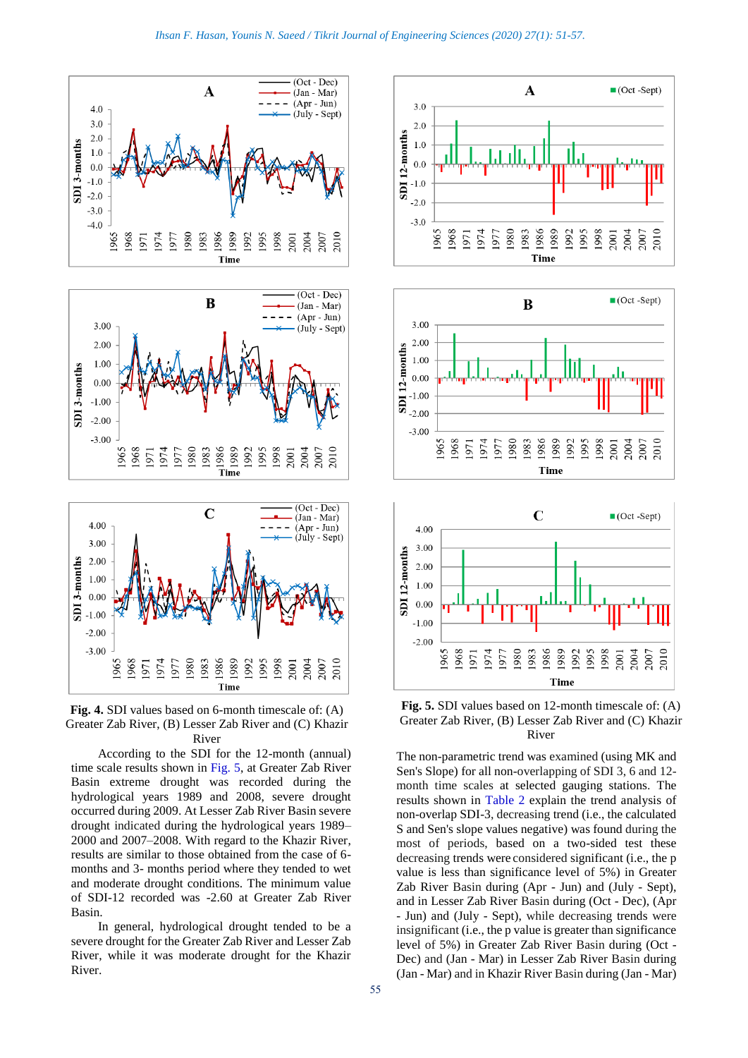**Fig. 4.** SDI values based on 6-month timescale of: (A) Greater Zab River, (B) Lesser Zab River and (C) Khazir River

According to the SDI for the 12-month (annual) time scale results shown in Fig. 5, at Greater Zab River Basin extreme drought was recorded during the hydrological years 1989 and 2008, severe drought occurred during 2009. At Lesser Zab River Basin severe drought indicated during the hydrological years 1989–2000 and 2007–2008. With regard to the Khazir River, results are similar to those obtained from the case of 6-months and 3- months period where they tended to wet and moderate drought conditions. The minimum value of SDI-12 recorded was -2.60 at Greater Zab River Basin.

In general, hydrological drought tended to be a severe drought for the Greater Zab River and Lesser Zab River, while it was moderate drought for the Khazir River.

**Fig. 5.** SDI values based on 12-month timescale of: (A) Greater Zab River, (B) Lesser Zab River and (C) Khazir River

The non-parametric trend was examined (using MK and Sen's Slope) for all non-overlapping of SDI 3, 6 and 12-month time scales at selected gauging stations. The results shown in Table 2 explain the trend analysis of non-overlap SDI-3, decreasing trend (i.e., the calculated S and Sen's slope values negative) was found during the most of periods, based on a two-sided test these decreasing trends were considered significant (i.e., the p value is less than significance level of 5%) in Greater Zab River Basin during (Apr - Jun) and (July - Sept), and in Lesser Zab River Basin during (Oct - Dec), (Apr - Jun) and (July - Sept), while decreasing trends were insignificant (i.e., the p value is greater than significance level of 5%) in Greater Zab River Basin during (Oct - Dec) and (Jan - Mar) in Lesser Zab River Basin during (Jan - Mar) and in Khazir River Basin during (Jan - Mar)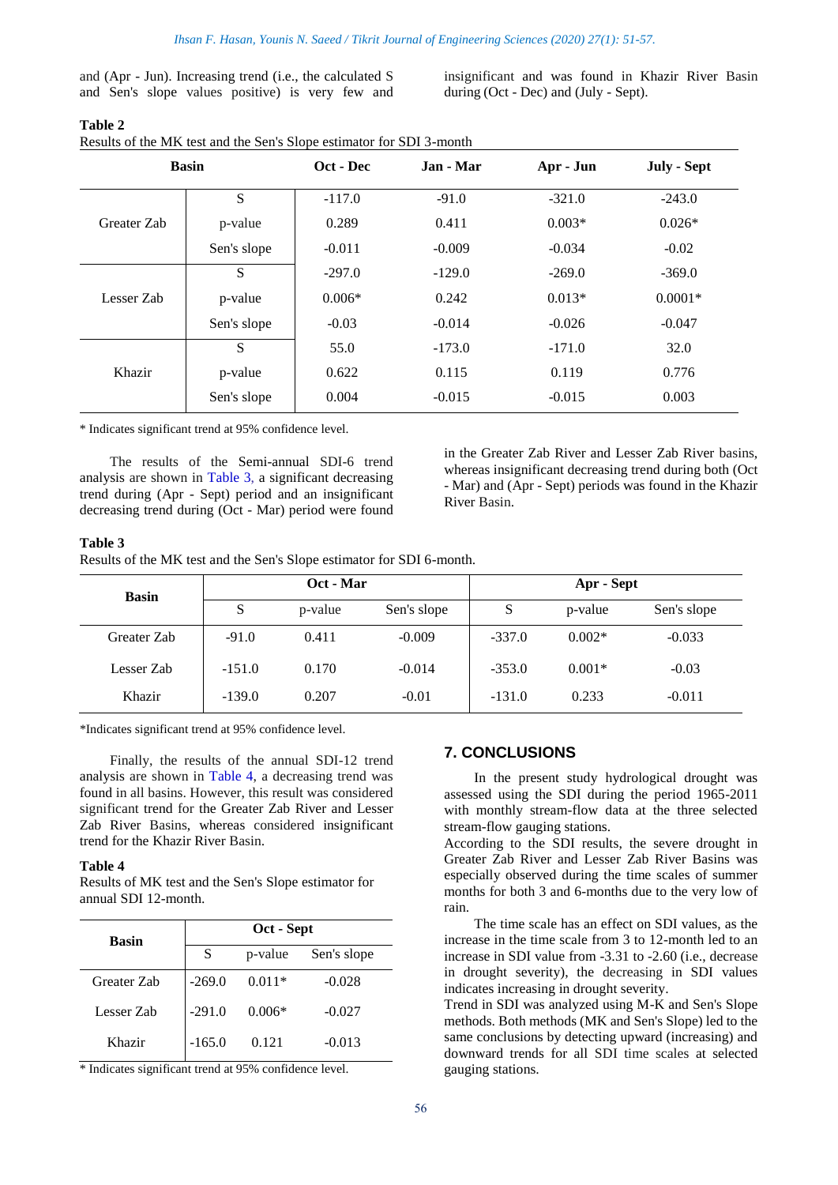and (Apr - Jun). Increasing trend (i.e., the calculated S and Sen's slope values positive) is very few and insignificant and was found in Khazir River Basin during (Oct - Dec) and (July - Sept).

**Table 2**

Results of the MK test and the Sen's Slope estimator for SDI 3-month

| Basin | | Oct - Dec | Jan - Mar | Apr - Jun | July - Sept |
|---|---|---|---|---|---|
| Greater Zab | S | -117.0 | -91.0 | -321.0 | -243.0 |
| | p-value | 0.289 | 0.411 | 0.003* | 0.026* |
| | Sen's slope | -0.011 | -0.009 | -0.034 | -0.02 |
| Lesser Zab | S | -297.0 | -129.0 | -269.0 | -369.0 |
| | p-value | 0.006* | 0.242 | 0.013* | 0.0001* |
| | Sen's slope | -0.03 | -0.014 | -0.026 | -0.047 |
| Khazir | S | 55.0 | -173.0 | -171.0 | 32.0 |
| | p-value | 0.622 | 0.115 | 0.119 | 0.776 |
| | Sen's slope | 0.004 | -0.015 | -0.015 | 0.003 |

\* Indicates significant trend at 95% confidence level.

The results of the Semi-annual SDI-6 trend analysis are shown in Table 3, a significant decreasing trend during (Apr - Sept) period and an insignificant decreasing trend during (Oct - Mar) period were found in the Greater Zab River and Lesser Zab River basins, whereas insignificant decreasing trend during both (Oct - Mar) and (Apr - Sept) periods was found in the Khazir River Basin.

**Table 3**

Results of the MK test and the Sen's Slope estimator for SDI 6-month.

| Basin | Oct - Mar | | | Apr - Sept | | |
|---|---|---|---|---|---|---|
| | S | p-value | Sen's slope | S | p-value | Sen's slope |
| Greater Zab | -91.0 | 0.411 | -0.009 | -337.0 | 0.002* | -0.033 |
| Lesser Zab | -151.0 | 0.170 | -0.014 | -353.0 | 0.001* | -0.03 |
| Khazir | -139.0 | 0.207 | -0.01 | -131.0 | 0.233 | -0.011 |

*Indicates significant trend at 95% confidence level.

Finally, the results of the annual SDI-12 trend analysis are shown in Table 4, a decreasing trend was found in all basins. However, this result was considered significant trend for the Greater Zab River and Lesser Zab River Basins, whereas considered insignificant trend for the Khazir River Basin.

**Table 4**

Results of MK test and the Sen's Slope estimator for annual SDI 12-month.

| Basin | Oct - Sept | | |
|---|---|---|---|
| | S | p-value | Sen's slope |
| Greater Zab | -269.0 | 0.011* | -0.028 |
| Lesser Zab | -291.0 | 0.006* | -0.027 |
| Khazir | -165.0 | 0.121 | -0.013 |

\* Indicates significant trend at 95% confidence level.

## 7. CONCLUSIONS

In the present study hydrological drought was assessed using the SDI during the period 1965-2011 with monthly stream-flow data at the three selected stream-flow gauging stations.

According to the SDI results, the severe drought in Greater Zab River and Lesser Zab River Basins was especially observed during the time scales of summer months for both 3 and 6-months due to the very low of rain.

The time scale has an effect on SDI values, as the increase in the time scale from 3 to 12-month led to an increase in SDI value from -3.31 to -2.60 (i.e., decrease in drought severity), the decreasing in SDI values indicates increasing in drought severity.

Trend in SDI was analyzed using M-K and Sen's Slope methods. Both methods (MK and Sen's Slope) led to the same conclusions by detecting upward (increasing) and downward trends for all SDI time scales at selected gauging stations.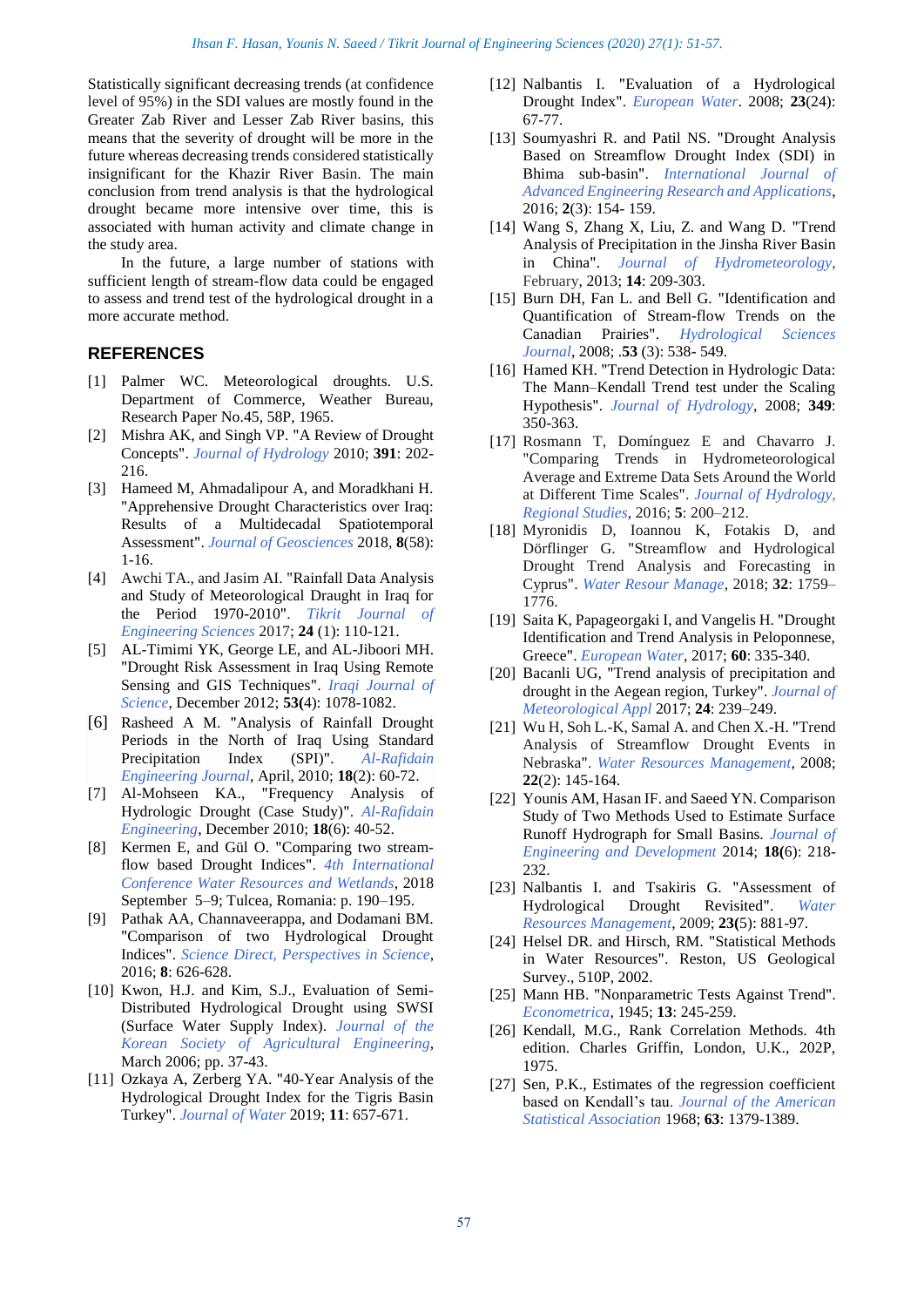Statistically significant decreasing trends (at confidence level of 95%) in the SDI values are mostly found in the Greater Zab River and Lesser Zab River basins, this means that the severity of drought will be more in the future whereas decreasing trends considered statistically insignificant for the Khazir River Basin. The main conclusion from trend analysis is that the hydrological drought became more intensive over time, this is associated with human activity and climate change in the study area.

In the future, a large number of stations with sufficient length of stream-flow data could be engaged to assess and trend test of the hydrological drought in a more accurate method.

## REFERENCES

[1] Palmer WC. Meteorological droughts. U.S. Department of Commerce, Weather Bureau, Research Paper No.45, 58P, 1965.

[2] Mishra AK, and Singh VP. "A Review of Drought Concepts". *Journal of Hydrology* 2010; **391**: 202-216.

[3] Hameed M, Ahmadalipour A, and Moradkhani H. "Apprehensive Drought Characteristics over Iraq: Results of a Multidecadal Spatiotemporal Assessment". *Journal of Geosciences* 2018, **8**(58): 1-16.

[4] Awchi TA., and Jasim AI. "Rainfall Data Analysis and Study of Meteorological Drought in Iraq for the Period 1970-2010". *Tikrit Journal of Engineering Sciences* 2017; **24** (1): 110-121.

[5] AL-Timimi YK, George LE, and AL-Jiboori MH. "Drought Risk Assessment in Iraq Using Remote Sensing and GIS Techniques". *Iraqi Journal of Science*, December 2012; **53**(4): 1078-1082.

[6] Rasheed A M. "Analysis of Rainfall Drought Periods in the North of Iraq Using Standard Precipitation Index (SPI)". *Al-Rafidain Engineering Journal*, April, 2010; **18**(2): 60-72.

[7] Al-Mohseen KA., "Frequency Analysis of Hydrologic Drought (Case Study)". *Al-Rafidain Engineering*, December 2010; **18**(6): 40-52.

[8] Kermen E, and Gül O. "Comparing two stream-flow based Drought Indices". *4th International Conference Water Resources and Wetlands*, 2018 September 5–9; Tulcea, Romania: p. 190–195.

[9] Pathak AA, Channaveerappa, and Dodamani BM. "Comparison of two Hydrological Drought Indices". *Science Direct, Perspectives in Science*, 2016; **8**: 626-628.

[10] Kwon, H.J. and Kim, S.J., Evaluation of Semi-Distributed Hydrological Drought using SWSI (Surface Water Supply Index). *Journal of the Korean Society of Agricultural Engineering*, March 2006; pp. 37-43.

[11] Ozkaya A, Zerberg YA. "40-Year Analysis of the Hydrological Drought Index for the Tigris Basin Turkey". *Journal of Water* 2019; **11**: 657-671.

[12] Nalbantis I. "Evaluation of a Hydrological Drought Index". *European Water*. 2008; **23**(24): 67-77.

[13] Soumyashri R. and Patil NS. "Drought Analysis Based on Streamflow Drought Index (SDI) in Bhima sub-basin". *International Journal of Advanced Engineering Research and Applications*, 2016; **2**(3): 154- 159.

[14] Wang S, Zhang X, Liu, Z. and Wang D. "Trend Analysis of Precipitation in the Jinsha River Basin in China". *Journal of Hydrometeorology*, February, 2013; **14**: 209-303.

[15] Burn DH, Fan L. and Bell G. "Identification and Quantification of Stream-flow Trends on the Canadian Prairies". *Hydrological Sciences Journal*, 2008; .**53** (3): 538- 549.

[16] Hamed KH. "Trend Detection in Hydrologic Data: The Mann–Kendall Trend test under the Scaling Hypothesis". *Journal of Hydrology*, 2008; **349**: 350-363.

[17] Rosmann T, Domínguez E and Chavarro J. "Comparing Trends in Hydrometeorological Average and Extreme Data Sets Around the World at Different Time Scales". *Journal of Hydrology, Regional Studies*, 2016; **5**: 200–212.

[18] Myronidis D, Ioannou K, Fotakis D, and Dörflinger G. "Streamflow and Hydrological Drought Trend Analysis and Forecasting in Cyprus". *Water Resour Manage*, 2018; **32**: 1759–1776.

[19] Saita K, Papageorgaki I, and Vangelis H. "Drought Identification and Trend Analysis in Peloponnese, Greece". *European Water*, 2017; **60**: 335-340.

[20] Bacanli UG, "Trend analysis of precipitation and drought in the Aegean region, Turkey". *Journal of Meteorological Appl* 2017; **24**: 239–249.

[21] Wu H, Soh L.-K, Samal A. and Chen X.-H. "Trend Analysis of Streamflow Drought Events in Nebraska". *Water Resources Management*, 2008; **22**(2): 145-164.

[22] Younis AM, Hasan IF. and Saeed YN. Comparison Study of Two Methods Used to Estimate Surface Runoff Hydrograph for Small Basins. *Journal of Engineering and Development* 2014; **18**(6): 218-232.

[23] Nalbantis I. and Tsakiris G. "Assessment of Hydrological Drought Revisited". *Water Resources Management*, 2009; **23(**5): 881-97.

[24] Helsel DR. and Hirsch, RM. "Statistical Methods in Water Resources". Reston, US Geological Survey., 510P, 2002.

[25] Mann HB. "Nonparametric Tests Against Trend". *Econometrica*, 1945; **13**: 245-259.

[26] Kendall, M.G., Rank Correlation Methods. 4th edition. Charles Griffin, London, U.K., 202P, 1975.

[27] Sen, P.K., Estimates of the regression coefficient based on Kendall's tau. *Journal of the American Statistical Association* 1968; **63**: 1379-1389.